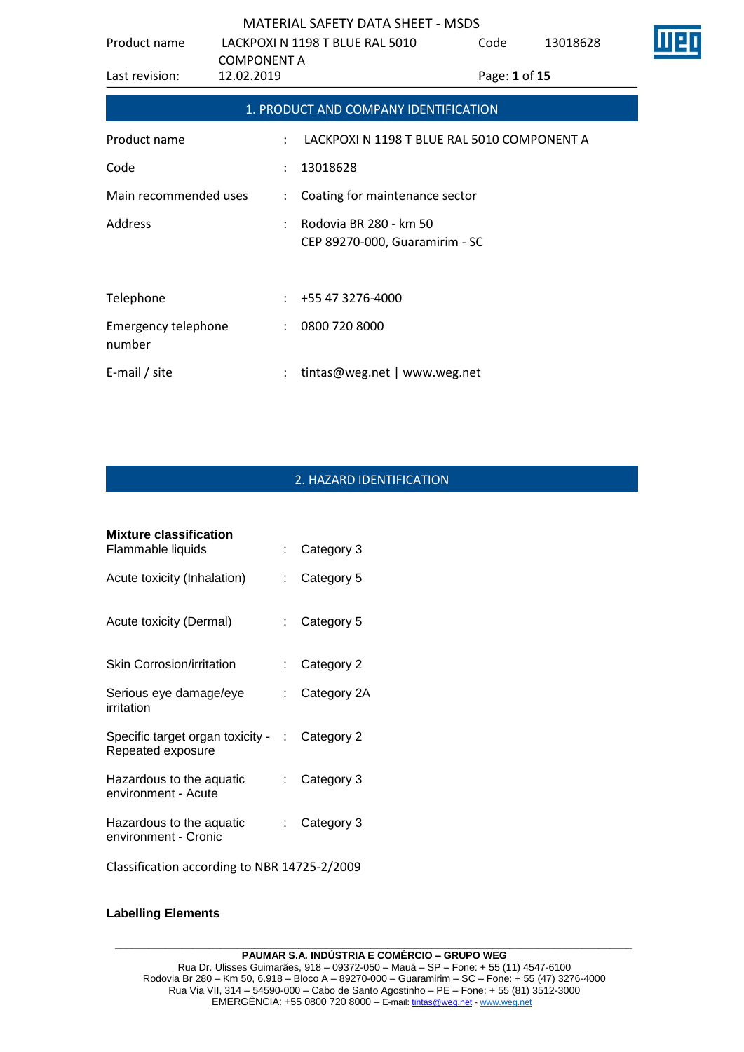# MATERIAL SAFETY DATA SHEET - MSDS

## 1. PRODUCT AND COMPANY IDENTIFICATION

| | | |
|---|---|---|
| Product name | : | LACKPOXI N 1198 T BLUE RAL 5010 COMPONENT A |
| Code | : | 13018628 |
| Main recommended uses | : | Coating for maintenance sector |
| Address | : | Rodovia BR 280 - km 50<br>CEP 89270-000, Guaramirim - SC |
| Telephone | : | +55 47 3276-4000 |
| Emergency telephone number | : | 0800 720 8000 |
| E-mail / site | : | tintas@weg.net \| www.weg.net |

## 2. HAZARD IDENTIFICATION

**Mixture classification**

| | | |
|---|---|---|
| Flammable liquids | : | Category 3 |
| Acute toxicity (Inhalation) | : | Category 5 |
| Acute toxicity (Dermal) | : | Category 5 |
| Skin Corrosion/irritation | : | Category 2 |
| Serious eye damage/eye irritation | : | Category 2A |
| Specific target organ toxicity - Repeated exposure | : | Category 2 |
| Hazardous to the aquatic environment - Acute | : | Category 3 |
| Hazardous to the aquatic environment - Cronic | : | Category 3 |

Classification according to NBR 14725-2/2009

**Labelling Elements**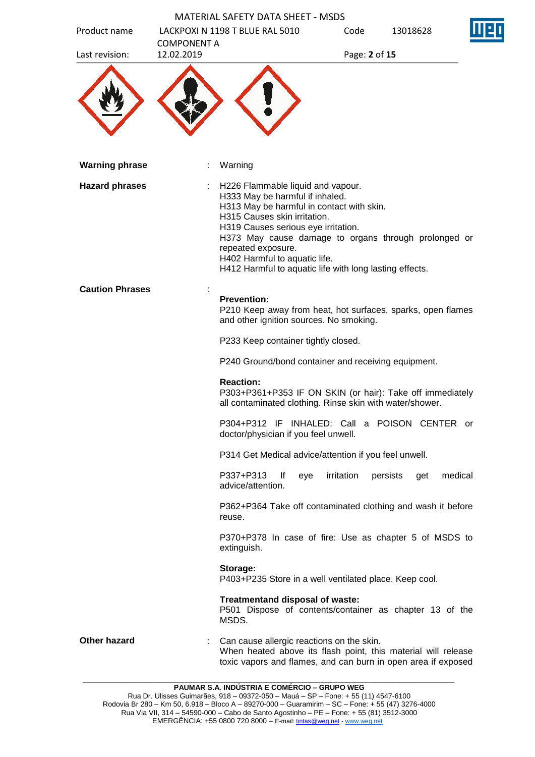**Warning phrase** : Warning

**Hazard phrases** : H226 Flammable liquid and vapour.
H333 May be harmful if inhaled.
H313 May be harmful in contact with skin.
H315 Causes skin irritation.
H319 Causes serious eye irritation.
H373 May cause damage to organs through prolonged or repeated exposure.
H402 Harmful to aquatic life.
H412 Harmful to aquatic life with long lasting effects.

**Caution Phrases** :

**Prevention:**
P210 Keep away from heat, hot surfaces, sparks, open flames and other ignition sources. No smoking.

P233 Keep container tightly closed.

P240 Ground/bond container and receiving equipment.

**Reaction:**
P303+P361+P353 IF ON SKIN (or hair): Take off immediately all contaminated clothing. Rinse skin with water/shower.

P304+P312 IF INHALED: Call a POISON CENTER or doctor/physician if you feel unwell.

P314 Get Medical advice/attention if you feel unwell.

P337+P313 If eye irritation persists get medical advice/attention.

P362+P364 Take off contaminated clothing and wash it before reuse.

P370+P378 In case of fire: Use as chapter 5 of MSDS to extinguish.

**Storage:**
P403+P235 Store in a well ventilated place. Keep cool.

**Treatmentand disposal of waste:**
P501 Dispose of contents/container as chapter 13 of the MSDS.

**Other hazard** : Can cause allergic reactions on the skin.
When heated above its flash point, this material will release toxic vapors and flames, and can burn in open area if exposed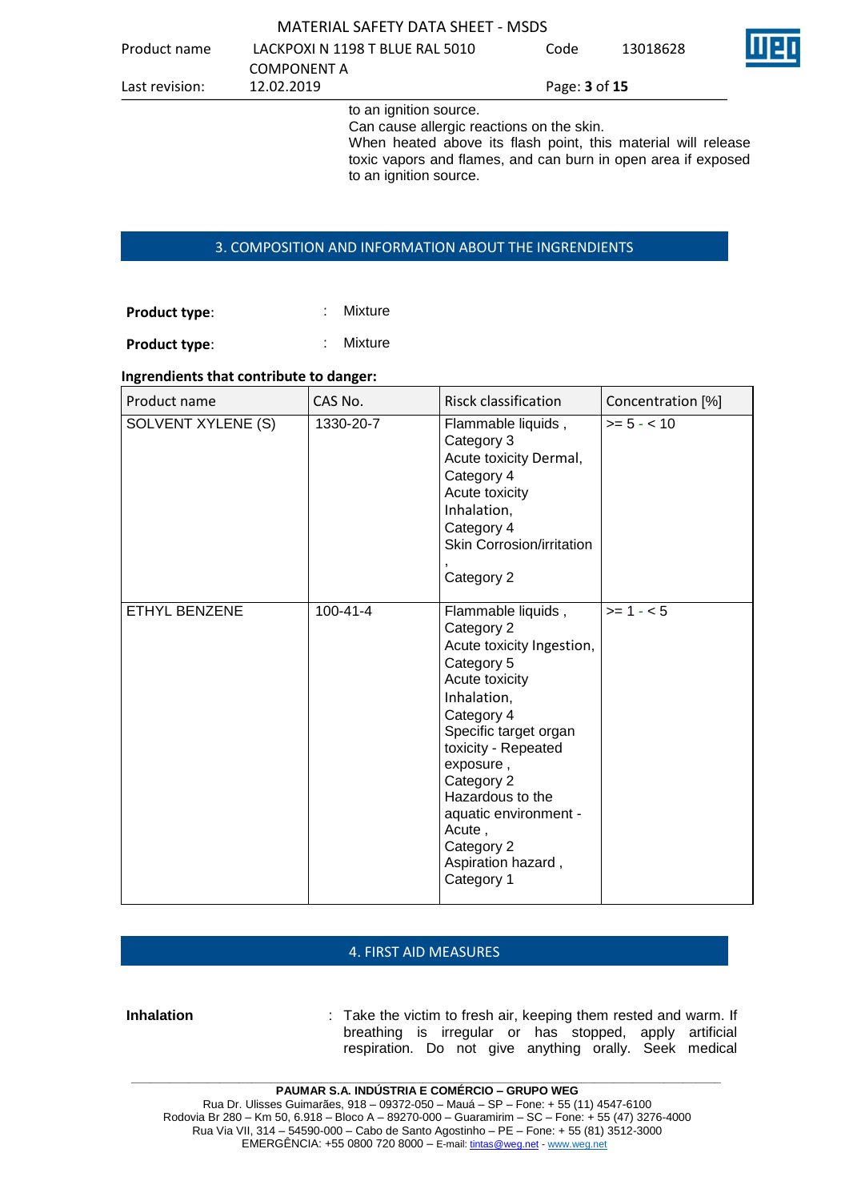to an ignition source.
Can cause allergic reactions on the skin.
When heated above its flash point, this material will release toxic vapors and flames, and can burn in open area if exposed to an ignition source.

## 3. COMPOSITION AND INFORMATION ABOUT THE INGRENDIENTS

**Product type**: : Mixture

**Product type**: : Mixture

**Ingrendients that contribute to danger:**

| Product name | CAS No. | Risck classification | Concentration [%] |
|---|---|---|---|
| SOLVENT XYLENE (S) | 1330-20-7 | Flammable liquids , Category 3 Acute toxicity Dermal, Category 4 Acute toxicity Inhalation, Category 4 Skin Corrosion/irritation , Category 2 | >= 5 - < 10 |
| ETHYL BENZENE | 100-41-4 | Flammable liquids , Category 2 Acute toxicity Ingestion, Category 5 Acute toxicity Inhalation, Category 4 Specific target organ toxicity - Repeated exposure , Category 2 Hazardous to the aquatic environment - Acute , Category 2 Aspiration hazard , Category 1 | >= 1 - < 5 |

## 4. FIRST AID MEASURES

**Inhalation** : Take the victim to fresh air, keeping them rested and warm. If breathing is irregular or has stopped, apply artificial respiration. Do not give anything orally. Seek medical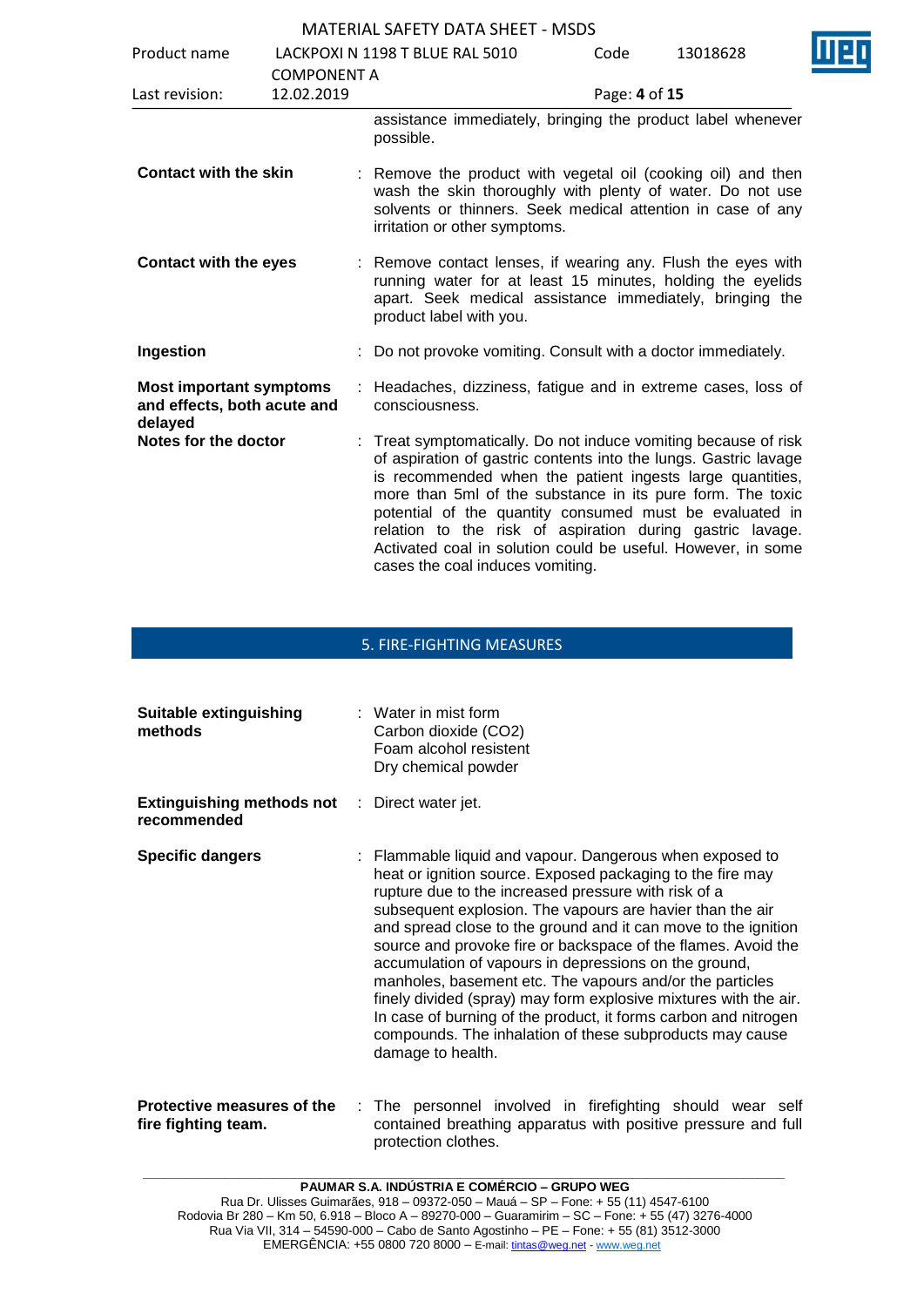| | | |
|---|---|---|
| | : | assistance immediately, bringing the product label whenever possible. |
| **Contact with the skin** | : | Remove the product with vegetal oil (cooking oil) and then wash the skin thoroughly with plenty of water. Do not use solvents or thinners. Seek medical attention in case of any irritation or other symptoms. |
| **Contact with the eyes** | : | Remove contact lenses, if wearing any. Flush the eyes with running water for at least 15 minutes, holding the eyelids apart. Seek medical assistance immediately, bringing the product label with you. |
| **Ingestion** | : | Do not provoke vomiting. Consult with a doctor immediately. |
| **Most important symptoms and effects, both acute and delayed** | : | Headaches, dizziness, fatigue and in extreme cases, loss of consciousness. |
| **Notes for the doctor** | : | Treat symptomatically. Do not induce vomiting because of risk of aspiration of gastric contents into the lungs. Gastric lavage is recommended when the patient ingests large quantities, more than 5ml of the substance in its pure form. The toxic potential of the quantity consumed must be evaluated in relation to the risk of aspiration during gastric lavage. Activated coal in solution could be useful. However, in some cases the coal induces vomiting. |

## 5. FIRE-FIGHTING MEASURES

| | | |
|---|---|---|
| **Suitable extinguishing methods** | : | Water in mist form<br>Carbon dioxide ($CO_2$)<br>Foam alcohol resistent<br>Dry chemical powder |
| **Extinguishing methods not recommended** | : | Direct water jet. |
| **Specific dangers** | : | Flammable liquid and vapour. Dangerous when exposed to heat or ignition source. Exposed packaging to the fire may rupture due to the increased pressure with risk of a subsequent explosion. The vapours are havier than the air and spread close to the ground and it can move to the ignition source and provoke fire or backspace of the flames. Avoid the accumulation of vapours in depressions on the ground, manholes, basement etc. The vapours and/or the particles finely divided (spray) may form explosive mixtures with the air. In case of burning of the product, it forms carbon and nitrogen compounds. The inhalation of these subproducts may cause damage to health. |
| **Protective measures of the fire fighting team.** | : | The personnel involved in firefighting should wear self contained breathing apparatus with positive pressure and full protection clothes. |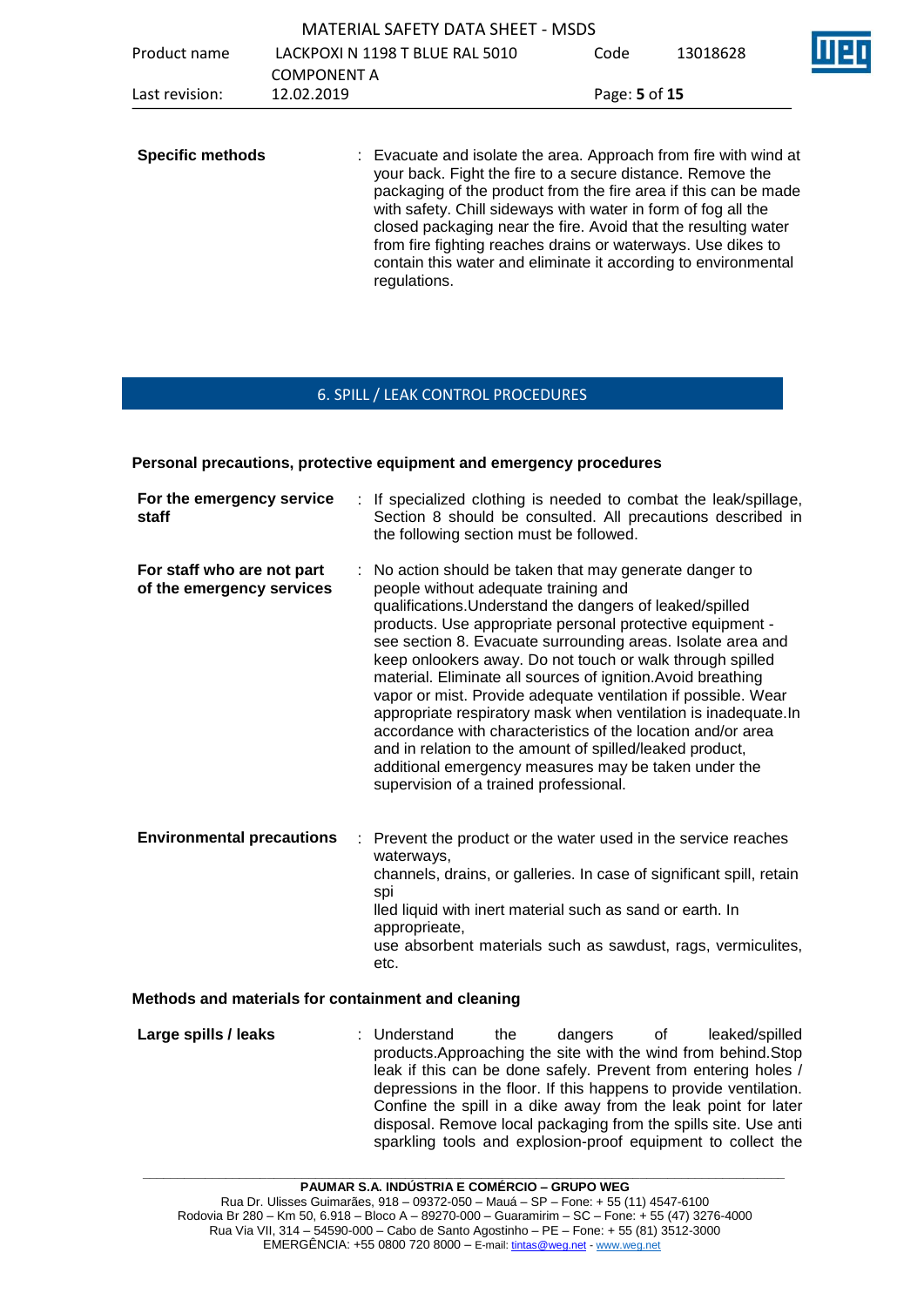**Specific methods** : Evacuate and isolate the area. Approach from fire with wind at your back. Fight the fire to a secure distance. Remove the packaging of the product from the fire area if this can be made with safety. Chill sideways with water in form of fog all the closed packaging near the fire. Avoid that the resulting water from fire fighting reaches drains or waterways. Use dikes to contain this water and eliminate it according to environmental regulations.

## 6. SPILL / LEAK CONTROL PROCEDURES

### Personal precautions, protective equipment and emergency procedures

**For the emergency service staff** : If specialized clothing is needed to combat the leak/spillage, Section 8 should be consulted. All precautions described in the following section must be followed.

**For staff who are not part of the emergency services** : No action should be taken that may generate danger to people without adequate training and qualifications.Understand the dangers of leaked/spilled products. Use appropriate personal protective equipment - see section 8. Evacuate surrounding areas. Isolate area and keep onlookers away. Do not touch or walk through spilled material. Eliminate all sources of ignition.Avoid breathing vapor or mist. Provide adequate ventilation if possible. Wear appropriate respiratory mask when ventilation is inadequate.In accordance with characteristics of the location and/or area and in relation to the amount of spilled/leaked product, additional emergency measures may be taken under the supervision of a trained professional.

**Environmental precautions** : Prevent the product or the water used in the service reaches waterways,
channels, drains, or galleries. In case of significant spill, retain spi
lled liquid with inert material such as sand or earth. In appropprieate,
use absorbent materials such as sawdust, rags, vermiculites, etc.

### Methods and materials for containment and cleaning

**Large spills / leaks** : Understand the dangers of leaked/spilled products.Approaching the site with the wind from behind.Stop leak if this can be done safely. Prevent from entering holes / depressions in the floor. If this happens to provide ventilation. Confine the spill in a dike away from the leak point for later disposal. Remove local packaging from the spills site. Use anti sparkling tools and explosion-proof equipment to collect the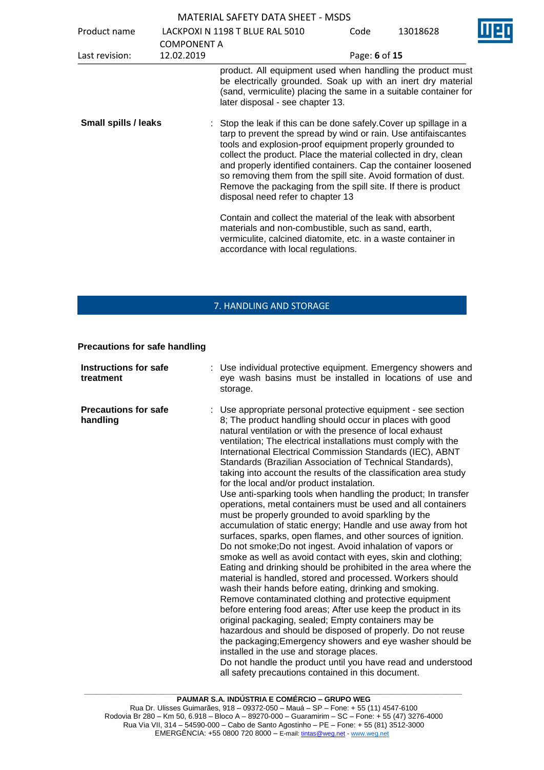product. All equipment used when handling the product must be electrically grounded. Soak up with an inert dry material (sand, vermiculite) placing the same in a suitable container for later disposal - see chapter 13.

**Small spills / leaks** : Stop the leak if this can be done safely.Cover up spillage in a tarp to prevent the spread by wind or rain. Use antifaiscantes tools and explosion-proof equipment properly grounded to collect the product. Place the material collected in dry, clean and properly identified containers. Cap the container loosened so removing them from the spill site. Avoid formation of dust. Remove the packaging from the spill site. If there is product disposal need refer to chapter 13

Contain and collect the material of the leak with absorbent materials and non-combustible, such as sand, earth, vermiculite, calcined diatomite, etc. in a waste container in accordance with local regulations.

## 7. HANDLING AND STORAGE

### Precautions for safe handling

**Instructions for safe treatment** : Use individual protective equipment. Emergency showers and eye wash basins must be installed in locations of use and storage.

**Precautions for safe handling** : Use appropriate personal protective equipment - see section 8; The product handling should occur in places with good natural ventilation or with the presence of local exhaust ventilation; The electrical installations must comply with the International Electrical Commission Standards (IEC), ABNT Standards (Brazilian Association of Technical Standards), taking into account the results of the classification area study for the local and/or product instalation.
Use anti-sparking tools when handling the product; In transfer operations, metal containers must be used and all containers must be properly grounded to avoid sparkling by the accumulation of static energy; Handle and use away from hot surfaces, sparks, open flames, and other sources of ignition. Do not smoke;Do not ingest. Avoid inhalation of vapors or smoke as well as avoid contact with eyes, skin and clothing; Eating and drinking should be prohibited in the area where the material is handled, stored and processed. Workers should wash their hands before eating, drinking and smoking. Remove contaminated clothing and protective equipment before entering food areas; After use keep the product in its original packaging, sealed; Empty containers may be hazardous and should be disposed of properly. Do not reuse the packaging;Emergency showers and eye washer should be installed in the use and storage places.
Do not handle the product until you have read and understood all safety precautions contained in this document.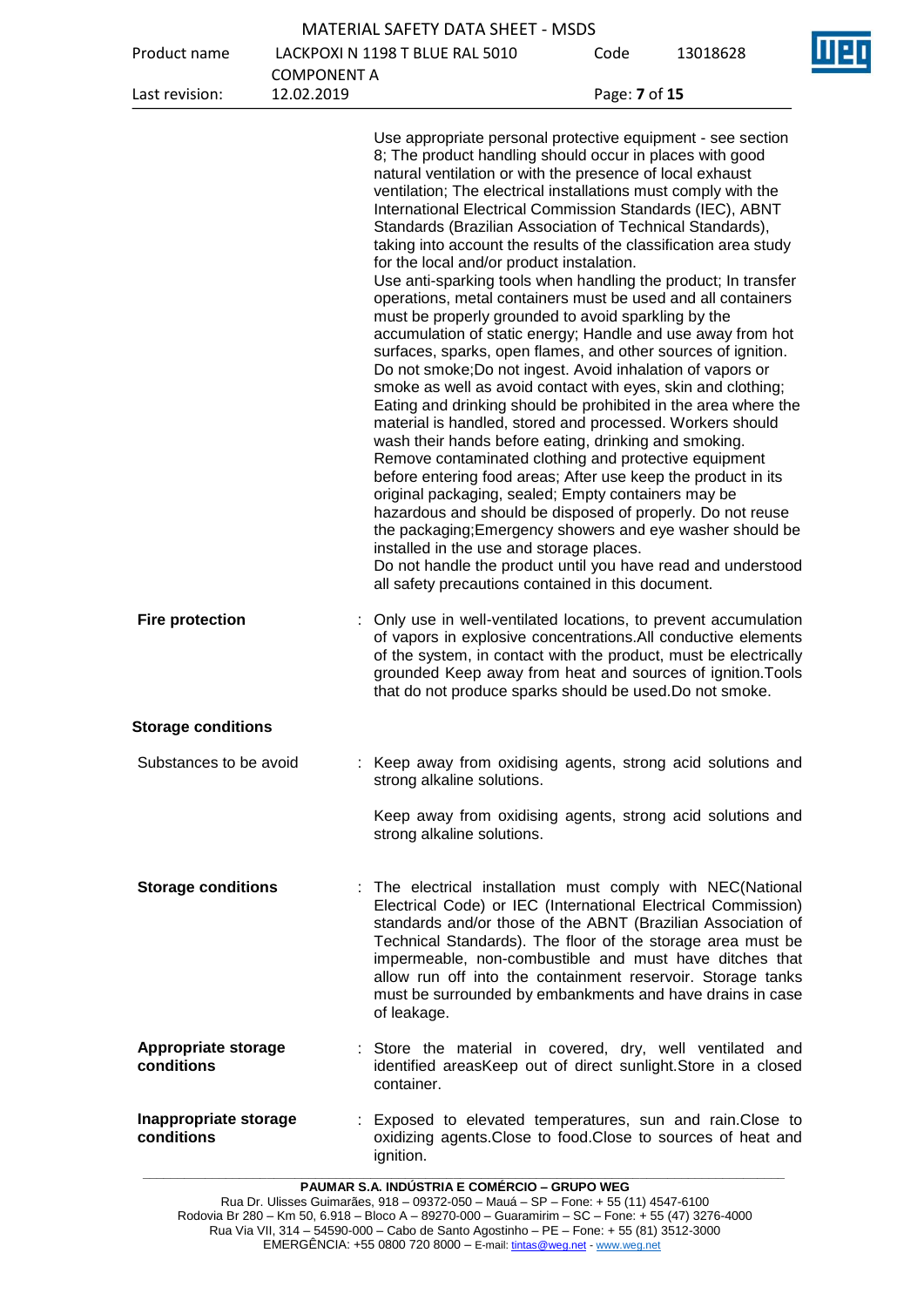Use appropriate personal protective equipment - see section 8; The product handling should occur in places with good natural ventilation or with the presence of local exhaust ventilation; The electrical installations must comply with the International Electrical Commission Standards (IEC), ABNT Standards (Brazilian Association of Technical Standards), taking into account the results of the classification area study for the local and/or product instalation.
Use anti-sparking tools when handling the product; In transfer operations, metal containers must be used and all containers must be properly grounded to avoid sparkling by the accumulation of static energy; Handle and use away from hot surfaces, sparks, open flames, and other sources of ignition. Do not smoke;Do not ingest. Avoid inhalation of vapors or smoke as well as avoid contact with eyes, skin and clothing; Eating and drinking should be prohibited in the area where the material is handled, stored and processed. Workers should wash their hands before eating, drinking and smoking. Remove contaminated clothing and protective equipment before entering food areas; After use keep the product in its original packaging, sealed; Empty containers may be hazardous and should be disposed of properly. Do not reuse the packaging;Emergency showers and eye washer should be installed in the use and storage places.
Do not handle the product until you have read and understood all safety precautions contained in this document.

**Fire protection** : Only use in well-ventilated locations, to prevent accumulation of vapors in explosive concentrations.All conductive elements of the system, in contact with the product, must be electrically grounded Keep away from heat and sources of ignition.Tools that do not produce sparks should be used.Do not smoke.

**Storage conditions**

Substances to be avoid : Keep away from oxidising agents, strong acid solutions and strong alkaline solutions.

Keep away from oxidising agents, strong acid solutions and strong alkaline solutions.

**Storage conditions** : The electrical installation must comply with NEC(National Electrical Code) or IEC (International Electrical Commission) standards and/or those of the ABNT (Brazilian Association of Technical Standards). The floor of the storage area must be impermeable, non-combustible and must have ditches that allow run off into the containment reservoir. Storage tanks must be surrounded by embankments and have drains in case of leakage.

**Appropriate storage conditions** : Store the material in covered, dry, well ventilated and identified areasKeep out of direct sunlight.Store in a closed container.

**Inappropriate storage conditions** : Exposed to elevated temperatures, sun and rain.Close to oxidizing agents.Close to food.Close to sources of heat and ignition.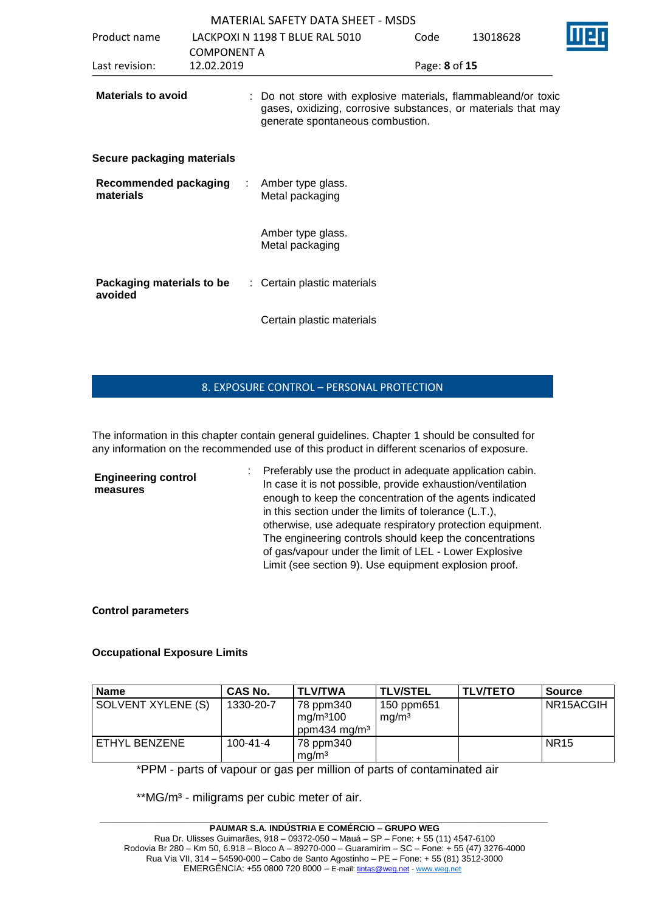**Materials to avoid** : Do not store with explosive materials, flammableand/or toxic gases, oxidizing, corrosive substances, or materials that may generate spontaneous combustion.

**Secure packaging materials**

**Recommended packaging materials** : Amber type glass.
Metal packaging

Amber type glass.
Metal packaging

**Packaging materials to be avoided** : Certain plastic materials

Certain plastic materials

## 8. EXPOSURE CONTROL – PERSONAL PROTECTION

The information in this chapter contain general guidelines. Chapter 1 should be consulted for any information on the recommended use of this product in different scenarios of exposure.

**Engineering control measures** : Preferably use the product in adequate application cabin. In case it is not possible, provide exhaustion/ventilation enough to keep the concentration of the agents indicated in this section under the limits of tolerance (L.T.), otherwise, use adequate respiratory protection equipment. The engineering controls should keep the concentrations of gas/vapour under the limit of LEL - Lower Explosive Limit (see section 9). Use equipment explosion proof.

**Control parameters**

**Occupational Exposure Limits**

| Name | CAS No. | TLV/TWA | TLV/STEL | TLV/TETO | Source |
|---|---|---|---|---|---|
| SOLVENT XYLENE (S) | 1330-20-7 | 78 ppm340 mg/m³100 ppm434 mg/m³ | 150 ppm651 mg/m³ | | NR15ACGIH |
| ETHYL BENZENE | 100-41-4 | 78 ppm340 mg/m³ | | | NR15 |

*PPM - parts of vapour or gas per million of parts of contaminated air

**MG/m³ - miligrams per cubic meter of air.

PAUMAR S.A. INDÚSTRIA E COMÉRCIO – GRUPO WEG
Rua Dr. Ulisses Guimarães, 918 – 09372-050 – Mauá – SP – Fone: + 55 (11) 4547-6100
Rodovia Br 280 – Km 50, 6.918 – Bloco A – 89270-000 – Guaramirim – SC – Fone: + 55 (47) 3276-4000
Rua Via VII, 314 – 54590-000 – Cabo de Santo Agostinho – PE – Fone: + 55 (81) 3512-3000
EMERGÊNCIA: +55 0800 720 8000 – E-mail: tintas@weg.net - www.weg.net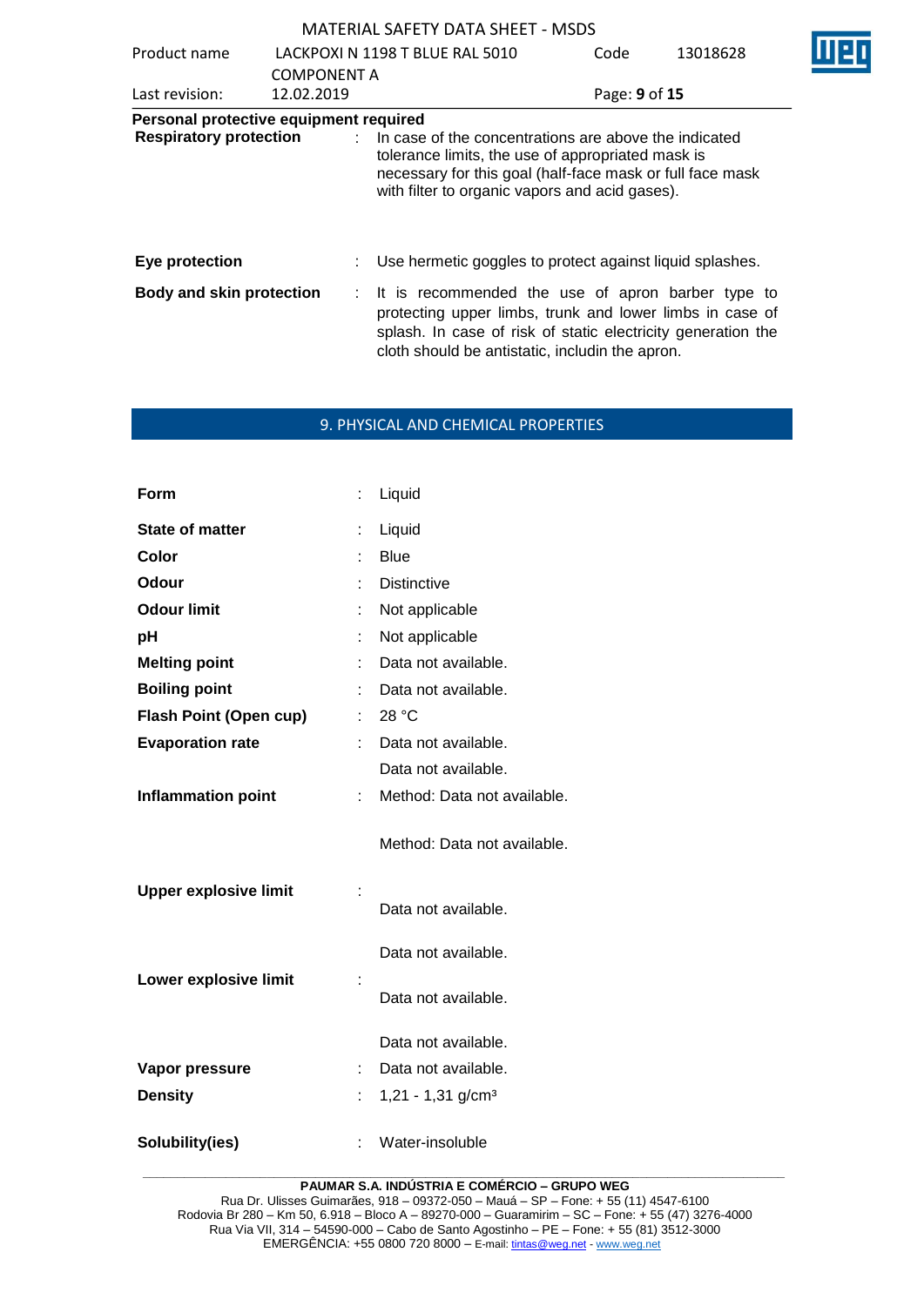**Personal protective equipment required**

| | | |
|---|---|---|
| **Respiratory protection** | : | In case of the concentrations are above the indicated tolerance limits, the use of appropriated mask is necessary for this goal (half-face mask or full face mask with filter to organic vapors and acid gases). |
| **Eye protection** | : | Use hermetic goggles to protect against liquid splashes. |
| **Body and skin protection** | : | It is recommended the use of apron barber type to protecting upper limbs, trunk and lower limbs in case of splash. In case of risk of static electricity generation the cloth should be antistatic, includin the apron. |

## 9. PHYSICAL AND CHEMICAL PROPERTIES

| | | |
|---|---|---|
| **Form** | : | Liquid |
| **State of matter** | : | Liquid |
| **Color** | : | Blue |
| **Odour** | : | Distinctive |
| **Odour limit** | : | Not applicable |
| **pH** | : | Not applicable |
| **Melting point** | : | Data not available. |
| **Boiling point** | : | Data not available. |
| **Flash Point (Open cup)** | : | 28 °C |
| **Evaporation rate** | : | Data not available. |
| | | Data not available. |
| **Inflammation point** | : | Method: Data not available. |
| | | Method: Data not available. |
| **Upper explosive limit** | : | Data not available. |
| | | Data not available. |
| **Lower explosive limit** | : | Data not available. |
| | | Data not available. |
| **Vapor pressure** | : | Data not available. |
| **Density** | : | 1,21 - 1,31 g/cm³ |
| **Solubility(ies)** | : | Water-insoluble |

**PAUMAR S.A. INDÚSTRIA E COMÉRCIO – GRUPO WEG**
Rua Dr. Ulisses Guimarães, 918 – 09372-050 – Mauá – SP – Fone: + 55 (11) 4547-6100
Rodovia Br 280 – Km 50, 6.918 – Bloco A – 89270-000 – Guaramirim – SC – Fone: + 55 (47) 3276-4000
Rua Via VII, 314 – 54590-000 – Cabo de Santo Agostinho – PE – Fone: + 55 (81) 3512-3000
EMERGÊNCIA: +55 0800 720 8000 – E-mail: tintas@weg.net - www.weg.net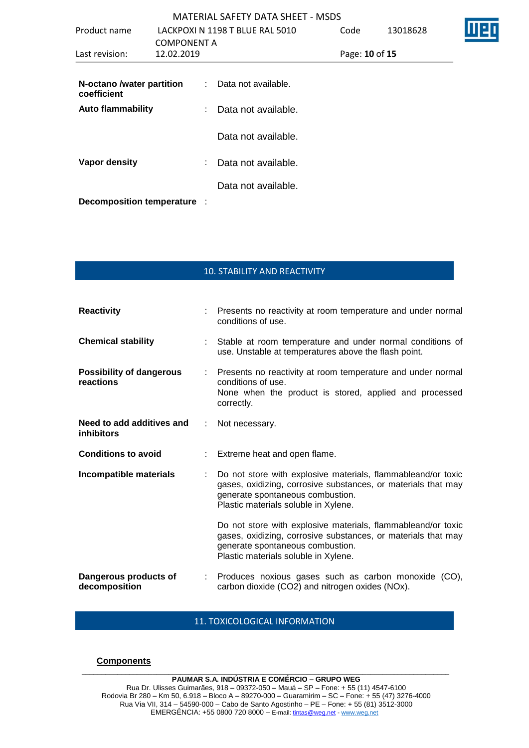| | | |
|---|---|---|
| **N-octano /water partition coefficient** | : | Data not available. |
| **Auto flammability** | : | Data not available. |
| | | Data not available. |
| **Vapor density** | : | Data not available. |
| | | Data not available. |
| **Decomposition temperature** | : | |

## 10. STABILITY AND REACTIVITY

| | | |
|---|---|---|
| **Reactivity** | : | Presents no reactivity at room temperature and under normal conditions of use. |
| **Chemical stability** | : | Stable at room temperature and under normal conditions of use. Unstable at temperatures above the flash point. |
| **Possibility of dangerous reactions** | : | Presents no reactivity at room temperature and under normal conditions of use. None when the product is stored, applied and processed correctly. |
| **Need to add additives and inhibitors** | : | Not necessary. |
| **Conditions to avoid** | : | Extreme heat and open flame. |
| **Incompatible materials** | : | Do not store with explosive materials, flammableand/or toxic gases, oxidizing, corrosive substances, or materials that may generate spontaneous combustion. Plastic materials soluble in Xylene. Do not store with explosive materials, flammableand/or toxic gases, oxidizing, corrosive substances, or materials that may generate spontaneous combustion. Plastic materials soluble in Xylene. |
| **Dangerous products of decomposition** | : | Produces noxious gases such as carbon monoxide (CO), carbon dioxide ($CO_2$) and nitrogen oxides (NOx). |

## 11. TOXICOLOGICAL INFORMATION

**Components**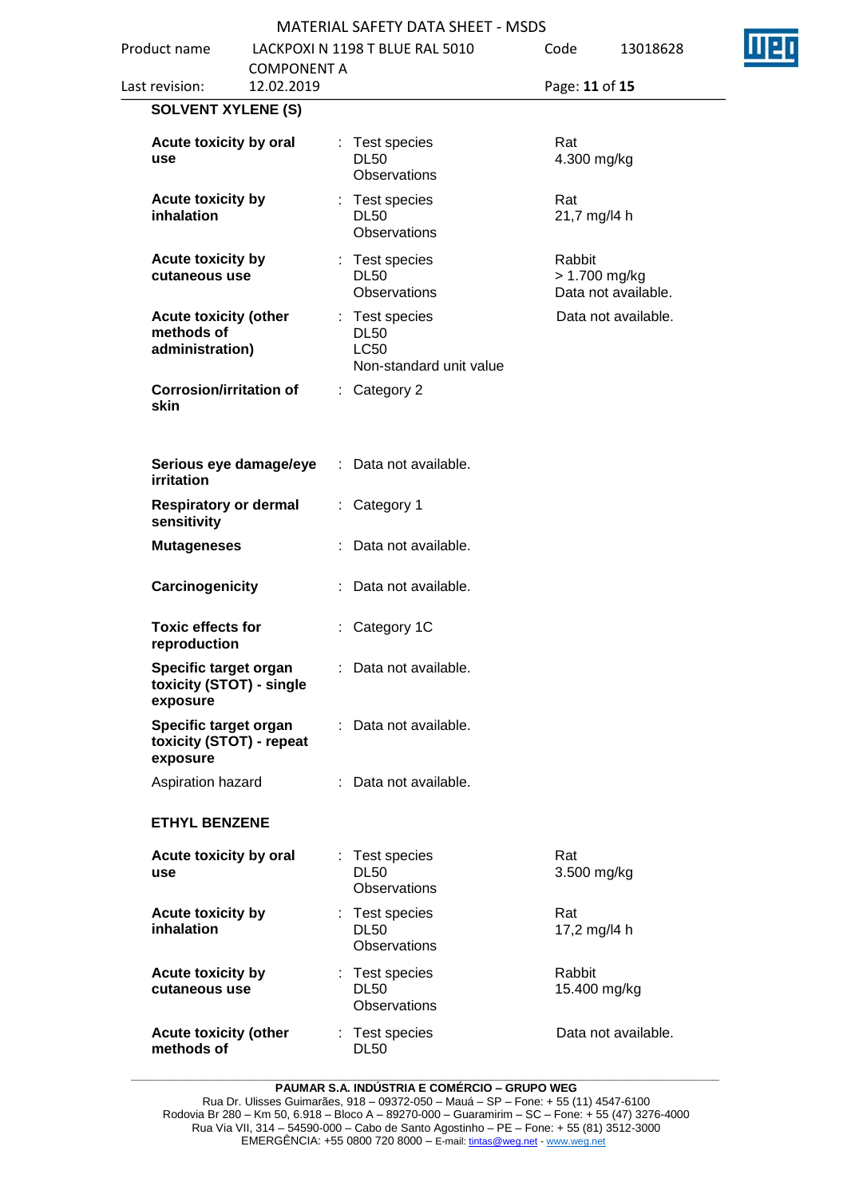**SOLVENT XYLENE (S)**

| | | | |
|---|---|---|---|
| **Acute toxicity by oral use** | : | Test species<br>DL50<br>Observations | Rat<br>4.300 mg/kg |
| **Acute toxicity by inhalation** | : | Test species<br>DL50<br>Observations | Rat<br>21,7 mg/l4 h |
| **Acute toxicity by cutaneous use** | : | Test species<br>DL50<br>Observations | Rabbit<br>> 1.700 mg/kg<br>Data not available. |
| **Acute toxicity (other methods of administration)** | : | Test species<br>DL50<br>LC50<br>Non-standard unit value | Data not available. |
| **Corrosion/irritation of skin** | : | Category 2 | |
| **Serious eye damage/eye irritation** | : | Data not available. | |
| **Respiratory or dermal sensitivity** | : | Category 1 | |
| **Mutageneses** | : | Data not available. | |
| **Carcinogenicity** | : | Data not available. | |
| **Toxic effects for reproduction** | : | Category 1C | |
| **Specific target organ toxicity (STOT) - single exposure** | : | Data not available. | |
| **Specific target organ toxicity (STOT) - repeat exposure** | : | Data not available. | |
| Aspiration hazard | : | Data not available. | |

**ETHYL BENZENE**

| | | | |
|---|---|---|---|
| **Acute toxicity by oral use** | : | Test species<br>DL50<br>Observations | Rat<br>3.500 mg/kg |
| **Acute toxicity by inhalation** | : | Test species<br>DL50<br>Observations | Rat<br>17,2 mg/l4 h |
| **Acute toxicity by cutaneous use** | : | Test species<br>DL50<br>Observations | Rabbit<br>15.400 mg/kg |
| **Acute toxicity (other methods of** | : | Test species<br>DL50 | Data not available. |

**PAUMAR S.A. INDÚSTRIA E COMÉRCIO – GRUPO WEG**
Rua Dr. Ulisses Guimarães, 918 – 09372-050 – Mauá – SP – Fone: + 55 (11) 4547-6100
Rodovia Br 280 – Km 50, 6.918 – Bloco A – 89270-000 – Guaramirim – SC – Fone: + 55 (47) 3276-4000
Rua Via VII, 314 – 54590-000 – Cabo de Santo Agostinho – PE – Fone: + 55 (81) 3512-3000
EMERGÊNCIA: +55 0800 720 8000 – E-mail: tintas@weg.net - www.weg.net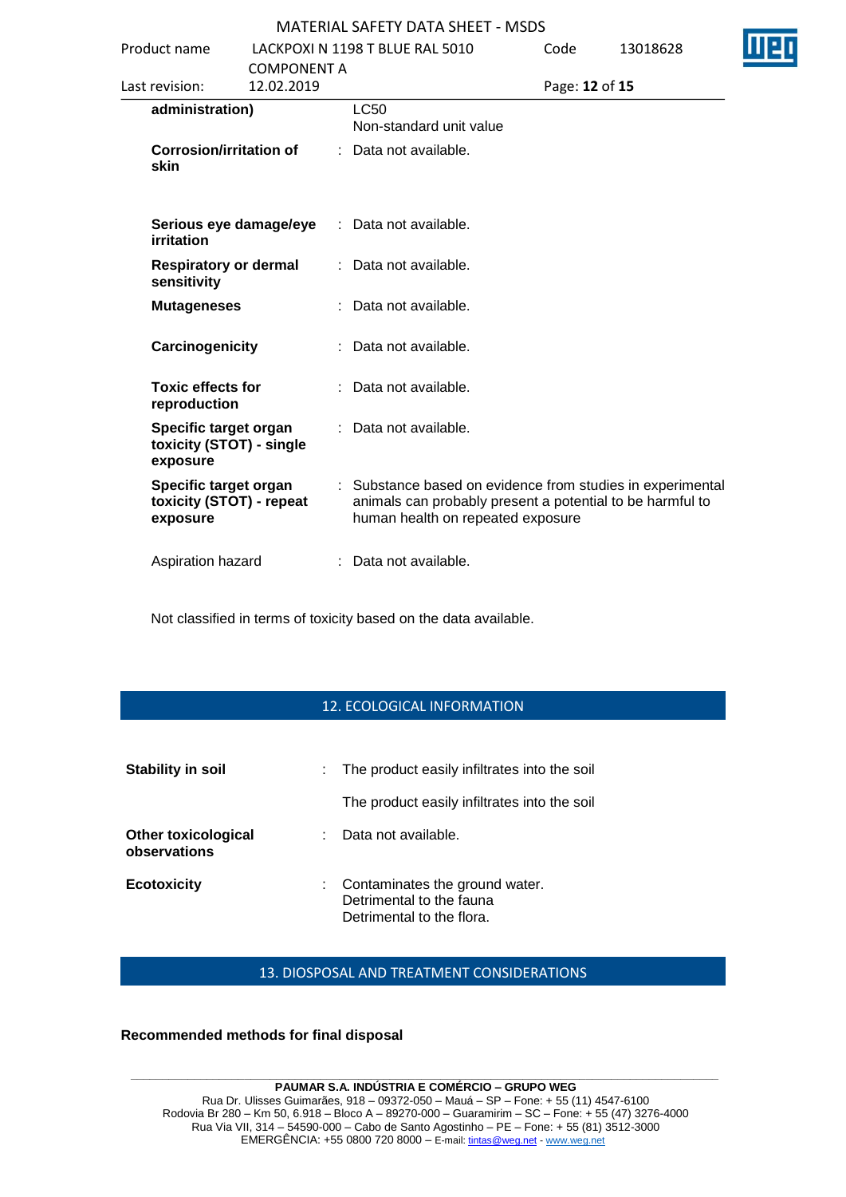| | | |
|---|---|---|
| **administration)** | | LC50<br>Non-standard unit value |
| **Corrosion/irritation of skin** | : | Data not available. |
| **Serious eye damage/eye irritation** | : | Data not available. |
| **Respiratory or dermal sensitivity** | : | Data not available. |
| **Mutageneses** | : | Data not available. |
| **Carcinogenicity** | : | Data not available. |
| **Toxic effects for reproduction** | : | Data not available. |
| **Specific target organ toxicity (STOT) - single exposure** | : | Data not available. |
| **Specific target organ toxicity (STOT) - repeat exposure** | : | Substance based on evidence from studies in experimental animals can probably present a potential to be harmful to human health on repeated exposure |
| Aspiration hazard | : | Data not available. |

Not classified in terms of toxicity based on the data available.

## 12. ECOLOGICAL INFORMATION

| | | |
|---|---|---|
| **Stability in soil** | : | The product easily infiltrates into the soil<br><br>The product easily infiltrates into the soil |
| **Other toxicological observations** | : | Data not available. |
| **Ecotoxicity** | : | Contaminates the ground water.<br>Detrimental to the fauna<br>Detrimental to the flora. |

## 13. DIOSPOSAL AND TREATMENT CONSIDERATIONS

**Recommended methods for final disposal**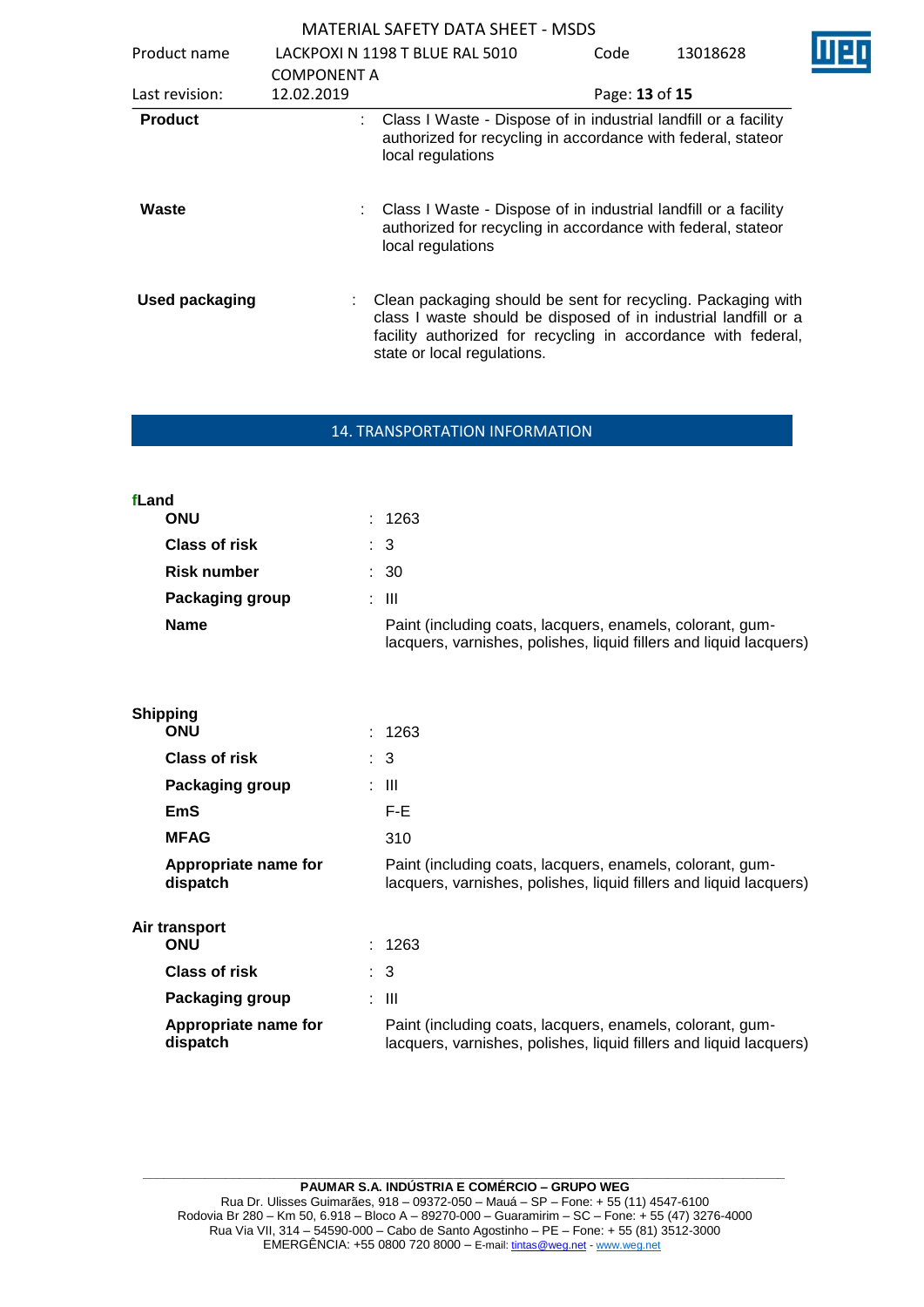| | | |
|---|---|---|
| **Product** | : | Class I Waste - Dispose of in industrial landfill or a facility authorized for recycling in accordance with federal, stateor local regulations |
| **Waste** | : | Class I Waste - Dispose of in industrial landfill or a facility authorized for recycling in accordance with federal, stateor local regulations |
| **Used packaging** | : | Clean packaging should be sent for recycling. Packaging with class I waste should be disposed of in industrial landfill or a facility authorized for recycling in accordance with federal, state or local regulations. |

## 14. TRANSPORTATION INFORMATION

**fLand**

| | | |
|---|---|---|
| **ONU** | : | 1263 |
| **Class of risk** | : | 3 |
| **Risk number** | : | 30 |
| **Packaging group** | : | III |
| **Name** | | Paint (including coats, lacquers, enamels, colorant, gum-lacquers, varnishes, polishes, liquid fillers and liquid lacquers) |

**Shipping**

| | | |
|---|---|---|
| **ONU** | : | 1263 |
| **Class of risk** | : | 3 |
| **Packaging group** | : | III |
| **EmS** | | F-E |
| **MFAG** | | 310 |
| **Appropriate name for dispatch** | | Paint (including coats, lacquers, enamels, colorant, gum-lacquers, varnishes, polishes, liquid fillers and liquid lacquers) |

**Air transport**

| | | |
|---|---|---|
| **ONU** | : | 1263 |
| **Class of risk** | : | 3 |
| **Packaging group** | : | III |
| **Appropriate name for dispatch** | | Paint (including coats, lacquers, enamels, colorant, gum-lacquers, varnishes, polishes, liquid fillers and liquid lacquers) |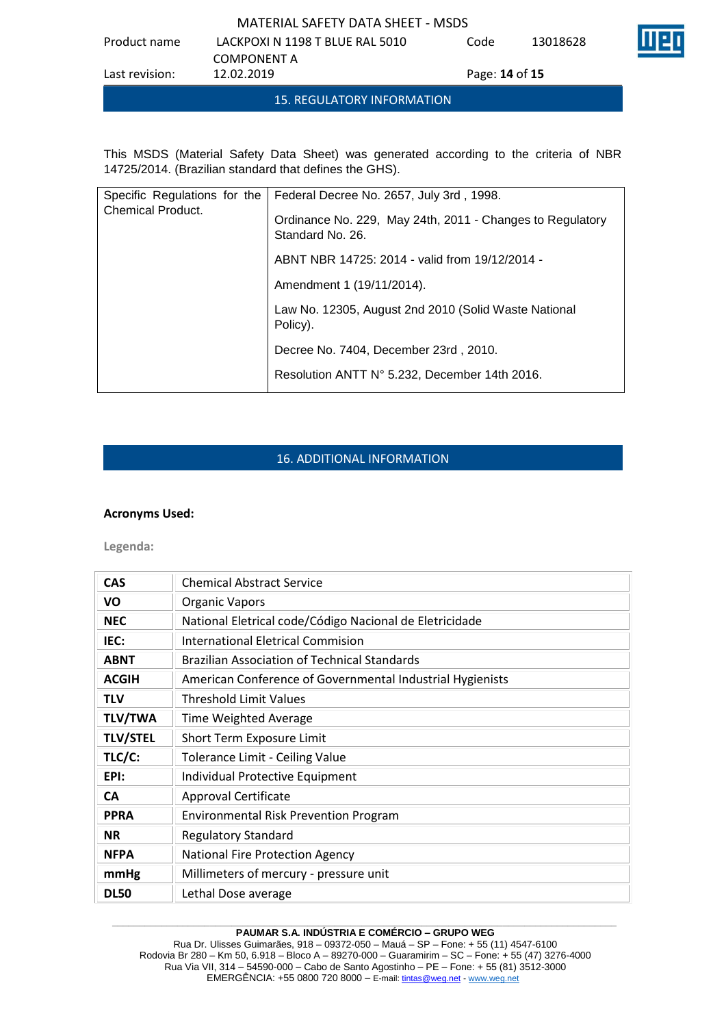## 15. REGULATORY INFORMATION

This MSDS (Material Safety Data Sheet) was generated according to the criteria of NBR 14725/2014. (Brazilian standard that defines the GHS).

| Specific Regulations for the Chemical Product. | Federal Decree No. 2657, July 3rd , 1998.<br><br>Ordinance No. 229, May 24th, 2011 - Changes to Regulatory Standard No. 26.<br><br>ABNT NBR 14725: 2014 - valid from 19/12/2014 -<br><br>Amendment 1 (19/11/2014).<br><br>Law No. 12305, August 2nd 2010 (Solid Waste National Policy).<br><br>Decree No. 7404, December 23rd , 2010.<br><br>Resolution ANTT N° 5.232, December 14th 2016. |
|---|---|

## 16. ADDITIONAL INFORMATION

**Acronyms Used:**

**Legenda:**

| | |
|---|---|
| **CAS** | Chemical Abstract Service |
| **VO** | Organic Vapors |
| **NEC** | National Eletrical code/Código Nacional de Eletricidade |
| **IEC:** | International Eletrical Commision |
| **ABNT** | Brazilian Association of Technical Standards |
| **ACGIH** | American Conference of Governmental Industrial Hygienists |
| **TLV** | Threshold Limit Values |
| **TLV/TWA** | Time Weighted Average |
| **TLV/STEL** | Short Term Exposure Limit |
| **TLC/C:** | Tolerance Limit - Ceiling Value |
| **EPI:** | Individual Protective Equipment |
| **CA** | Approval Certificate |
| **PPRA** | Environmental Risk Prevention Program |
| **NR** | Regulatory Standard |
| **NFPA** | National Fire Protection Agency |
| **mmHg** | Millimeters of mercury - pressure unit |
| **DL50** | Lethal Dose average |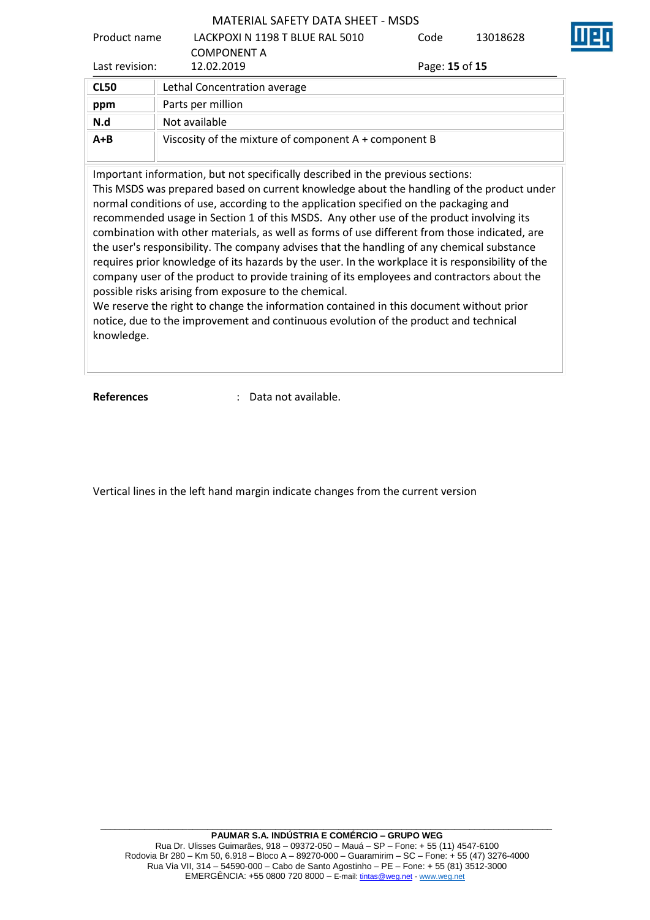| | |
|---|---|
| **CL50** | Lethal Concentration average |
| **ppm** | Parts per million |
| **N.d** | Not available |
| **A+B** | Viscosity of the mixture of component A + component B |

Important information, but not specifically described in the previous sections:
This MSDS was prepared based on current knowledge about the handling of the product under normal conditions of use, according to the application specified on the packaging and recommended usage in Section 1 of this MSDS. Any other use of the product involving its combination with other materials, as well as forms of use different from those indicated, are the user's responsibility. The company advises that the handling of any chemical substance requires prior knowledge of its hazards by the user. In the workplace it is responsibility of the company user of the product to provide training of its employees and contractors about the possible risks arising from exposure to the chemical.
We reserve the right to change the information contained in this document without prior notice, due to the improvement and continuous evolution of the product and technical knowledge.

**References** : Data not available.

Vertical lines in the left hand margin indicate changes from the current version